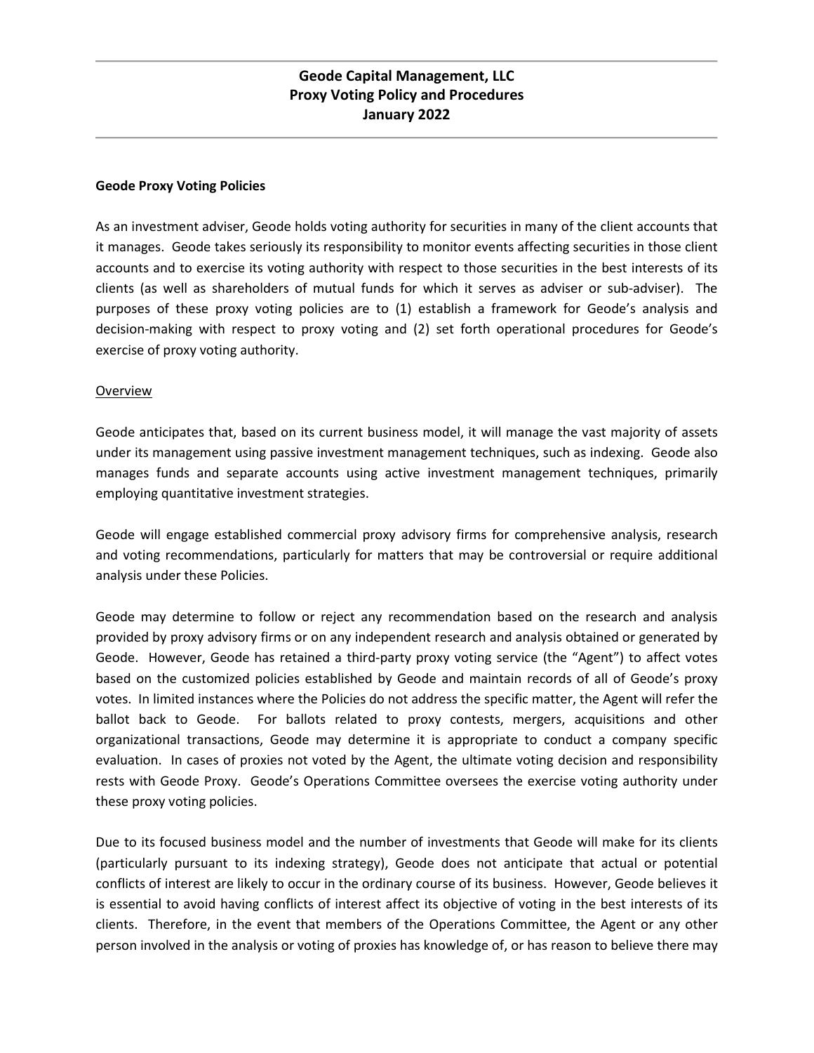# Geode Capital Management, LLC
# Proxy Voting Policy and Procedures
# January 2022

**Geode Proxy Voting Policies**

As an investment adviser, Geode holds voting authority for securities in many of the client accounts that it manages. Geode takes seriously its responsibility to monitor events affecting securities in those client accounts and to exercise its voting authority with respect to those securities in the best interests of its clients (as well as shareholders of mutual funds for which it serves as adviser or sub-adviser). The purposes of these proxy voting policies are to (1) establish a framework for Geode's analysis and decision-making with respect to proxy voting and (2) set forth operational procedures for Geode's exercise of proxy voting authority.

<u>Overview</u>

Geode anticipates that, based on its current business model, it will manage the vast majority of assets under its management using passive investment management techniques, such as indexing. Geode also manages funds and separate accounts using active investment management techniques, primarily employing quantitative investment strategies.

Geode will engage established commercial proxy advisory firms for comprehensive analysis, research and voting recommendations, particularly for matters that may be controversial or require additional analysis under these Policies.

Geode may determine to follow or reject any recommendation based on the research and analysis provided by proxy advisory firms or on any independent research and analysis obtained or generated by Geode. However, Geode has retained a third-party proxy voting service (the "Agent") to affect votes based on the customized policies established by Geode and maintain records of all of Geode's proxy votes. In limited instances where the Policies do not address the specific matter, the Agent will refer the ballot back to Geode. For ballots related to proxy contests, mergers, acquisitions and other organizational transactions, Geode may determine it is appropriate to conduct a company specific evaluation. In cases of proxies not voted by the Agent, the ultimate voting decision and responsibility rests with Geode Proxy. Geode's Operations Committee oversees the exercise voting authority under these proxy voting policies.

Due to its focused business model and the number of investments that Geode will make for its clients (particularly pursuant to its indexing strategy), Geode does not anticipate that actual or potential conflicts of interest are likely to occur in the ordinary course of its business. However, Geode believes it is essential to avoid having conflicts of interest affect its objective of voting in the best interests of its clients. Therefore, in the event that members of the Operations Committee, the Agent or any other person involved in the analysis or voting of proxies has knowledge of, or has reason to believe there may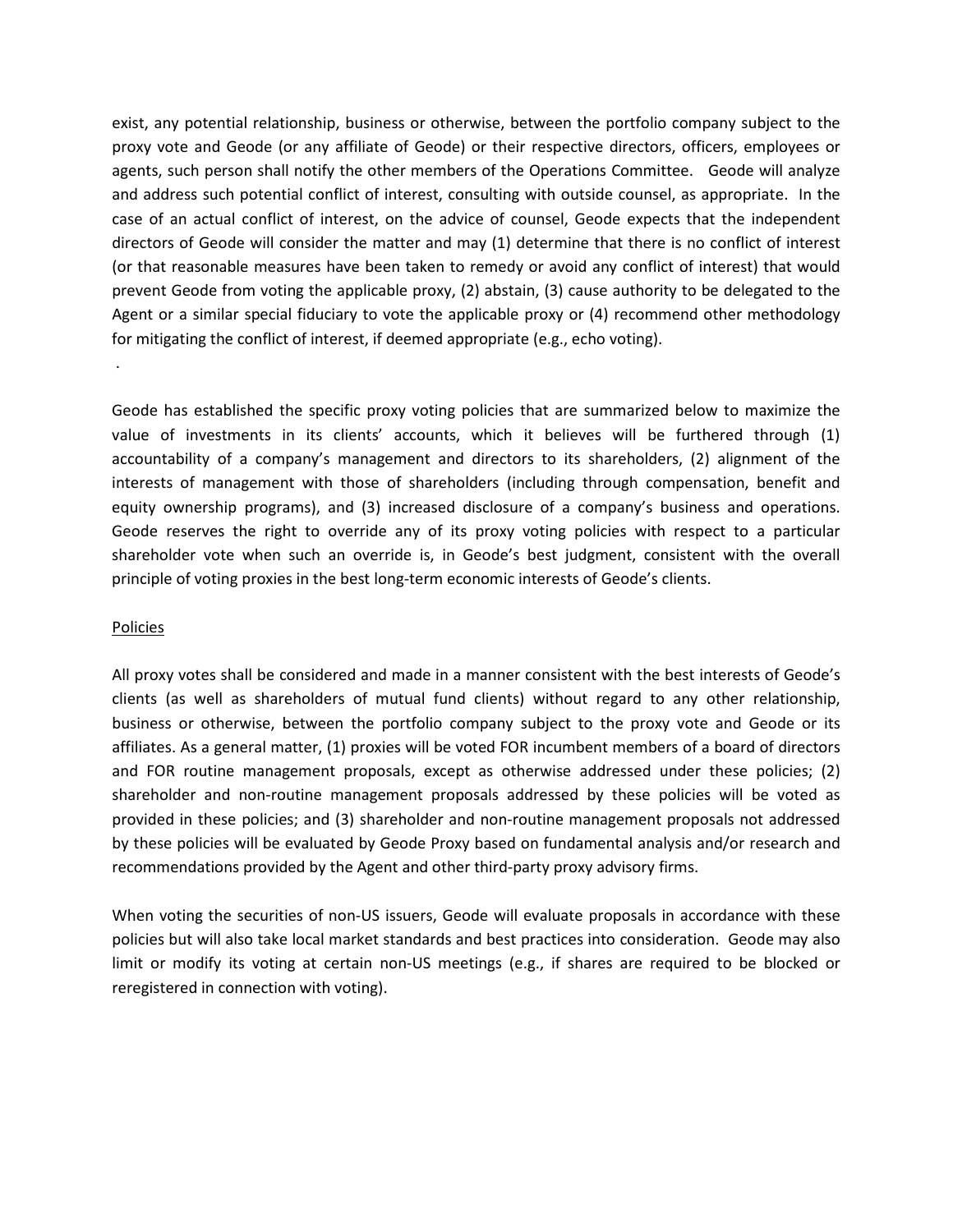exist, any potential relationship, business or otherwise, between the portfolio company subject to the proxy vote and Geode (or any affiliate of Geode) or their respective directors, officers, employees or agents, such person shall notify the other members of the Operations Committee. Geode will analyze and address such potential conflict of interest, consulting with outside counsel, as appropriate. In the case of an actual conflict of interest, on the advice of counsel, Geode expects that the independent directors of Geode will consider the matter and may (1) determine that there is no conflict of interest (or that reasonable measures have been taken to remedy or avoid any conflict of interest) that would prevent Geode from voting the applicable proxy, (2) abstain, (3) cause authority to be delegated to the Agent or a similar special fiduciary to vote the applicable proxy or (4) recommend other methodology for mitigating the conflict of interest, if deemed appropriate (e.g., echo voting).

.

Geode has established the specific proxy voting policies that are summarized below to maximize the value of investments in its clients' accounts, which it believes will be furthered through (1) accountability of a company's management and directors to its shareholders, (2) alignment of the interests of management with those of shareholders (including through compensation, benefit and equity ownership programs), and (3) increased disclosure of a company's business and operations. Geode reserves the right to override any of its proxy voting policies with respect to a particular shareholder vote when such an override is, in Geode's best judgment, consistent with the overall principle of voting proxies in the best long-term economic interests of Geode's clients.

Policies

All proxy votes shall be considered and made in a manner consistent with the best interests of Geode's clients (as well as shareholders of mutual fund clients) without regard to any other relationship, business or otherwise, between the portfolio company subject to the proxy vote and Geode or its affiliates. As a general matter, (1) proxies will be voted FOR incumbent members of a board of directors and FOR routine management proposals, except as otherwise addressed under these policies; (2) shareholder and non-routine management proposals addressed by these policies will be voted as provided in these policies; and (3) shareholder and non-routine management proposals not addressed by these policies will be evaluated by Geode Proxy based on fundamental analysis and/or research and recommendations provided by the Agent and other third-party proxy advisory firms.

When voting the securities of non-US issuers, Geode will evaluate proposals in accordance with these policies but will also take local market standards and best practices into consideration. Geode may also limit or modify its voting at certain non-US meetings (e.g., if shares are required to be blocked or reregistered in connection with voting).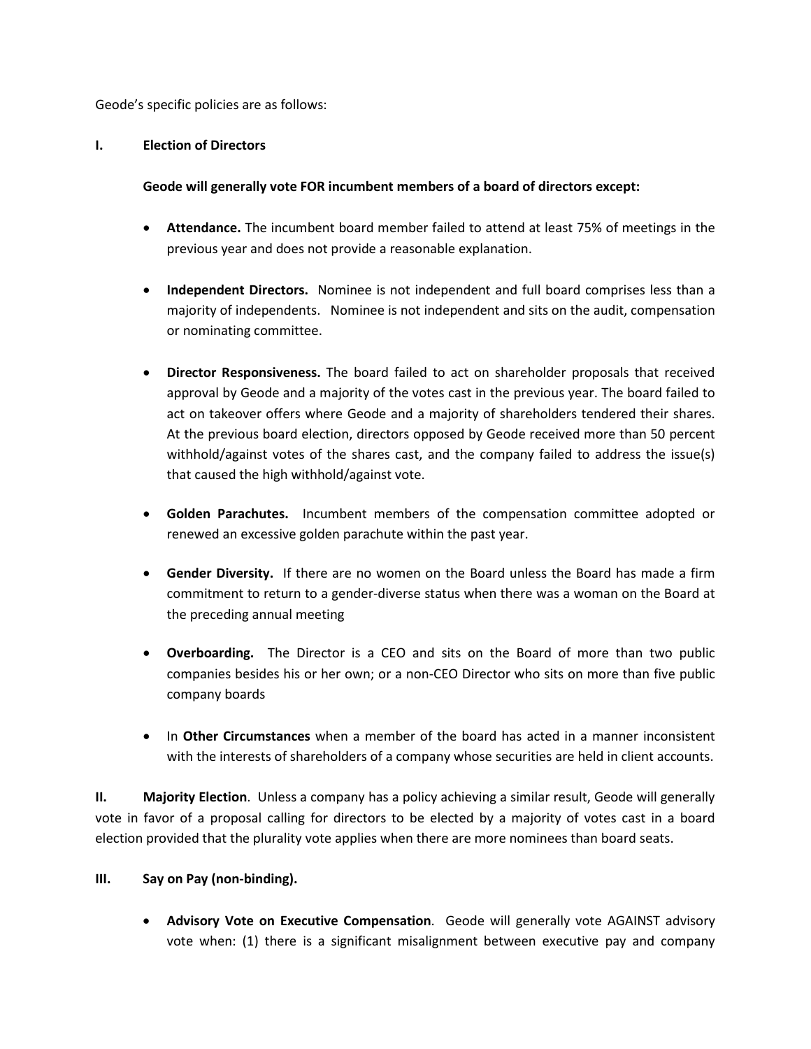Geode's specific policies are as follows:

**I. Election of Directors**

**Geode will generally vote FOR incumbent members of a board of directors except:**

- **Attendance.** The incumbent board member failed to attend at least 75% of meetings in the previous year and does not provide a reasonable explanation.

- **Independent Directors.** Nominee is not independent and full board comprises less than a majority of independents. Nominee is not independent and sits on the audit, compensation or nominating committee.

- **Director Responsiveness.** The board failed to act on shareholder proposals that received approval by Geode and a majority of the votes cast in the previous year. The board failed to act on takeover offers where Geode and a majority of shareholders tendered their shares. At the previous board election, directors opposed by Geode received more than 50 percent withhold/against votes of the shares cast, and the company failed to address the issue(s) that caused the high withhold/against vote.

- **Golden Parachutes.** Incumbent members of the compensation committee adopted or renewed an excessive golden parachute within the past year.

- **Gender Diversity.** If there are no women on the Board unless the Board has made a firm commitment to return to a gender-diverse status when there was a woman on the Board at the preceding annual meeting

- **Overboarding.** The Director is a CEO and sits on the Board of more than two public companies besides his or her own; or a non-CEO Director who sits on more than five public company boards

- In **Other Circumstances** when a member of the board has acted in a manner inconsistent with the interests of shareholders of a company whose securities are held in client accounts.

**II. Majority Election**. Unless a company has a policy achieving a similar result, Geode will generally vote in favor of a proposal calling for directors to be elected by a majority of votes cast in a board election provided that the plurality vote applies when there are more nominees than board seats.

**III. Say on Pay (non-binding).**

- **Advisory Vote on Executive Compensation**. Geode will generally vote AGAINST advisory vote when: (1) there is a significant misalignment between executive pay and company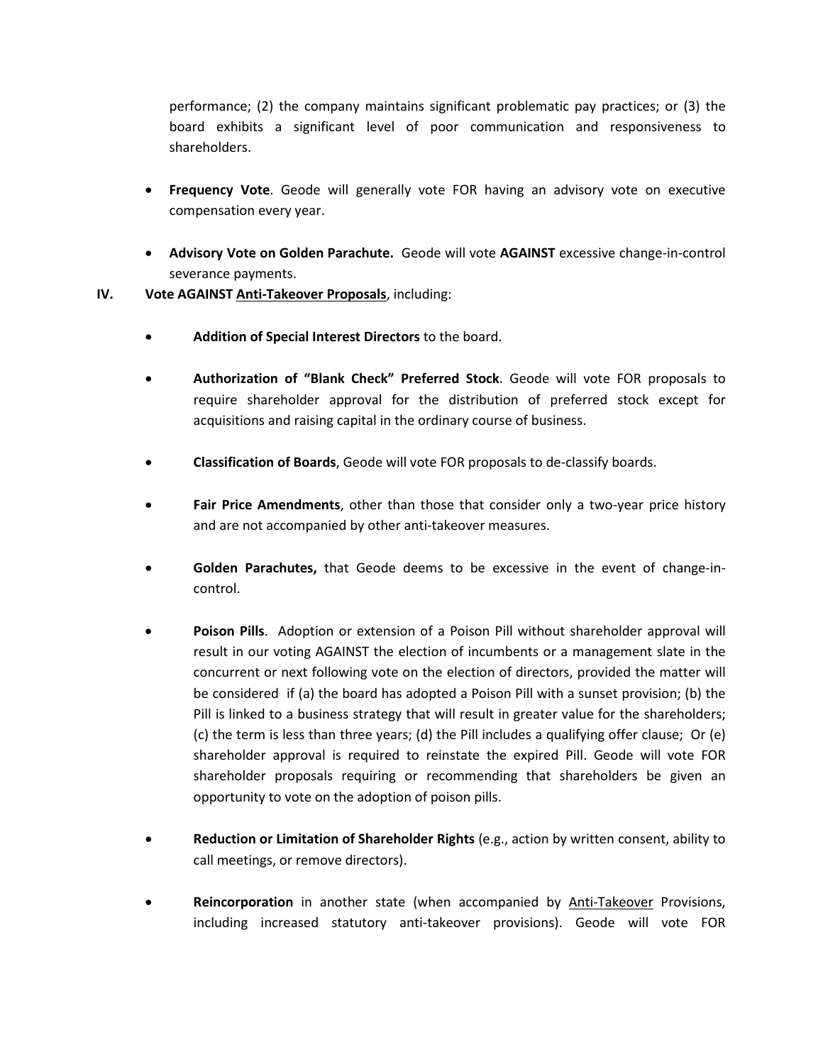performance; (2) the company maintains significant problematic pay practices; or (3) the board exhibits a significant level of poor communication and responsiveness to shareholders.

- **Frequency Vote**. Geode will generally vote FOR having an advisory vote on executive compensation every year.

- **Advisory Vote on Golden Parachute.** Geode will vote **AGAINST** excessive change-in-control severance payments.

IV. **Vote AGAINST <u>Anti-Takeover Proposals</u>**, including:

- **Addition of Special Interest Directors** to the board.

- **Authorization of "Blank Check" Preferred Stock**. Geode will vote FOR proposals to require shareholder approval for the distribution of preferred stock except for acquisitions and raising capital in the ordinary course of business.

- **Classification of Boards**, Geode will vote FOR proposals to de-classify boards.

- **Fair Price Amendments**, other than those that consider only a two-year price history and are not accompanied by other anti-takeover measures.

- **Golden Parachutes,** that Geode deems to be excessive in the event of change-in-control.

- **Poison Pills**. Adoption or extension of a Poison Pill without shareholder approval will result in our voting AGAINST the election of incumbents or a management slate in the concurrent or next following vote on the election of directors, provided the matter will be considered if (a) the board has adopted a Poison Pill with a sunset provision; (b) the Pill is linked to a business strategy that will result in greater value for the shareholders; (c) the term is less than three years; (d) the Pill includes a qualifying offer clause; Or (e) shareholder approval is required to reinstate the expired Pill. Geode will vote FOR shareholder proposals requiring or recommending that shareholders be given an opportunity to vote on the adoption of poison pills.

- **Reduction or Limitation of Shareholder Rights** (e.g., action by written consent, ability to call meetings, or remove directors).

- **Reincorporation** in another state (when accompanied by <u>Anti-Takeover</u> Provisions, including increased statutory anti-takeover provisions). Geode will vote FOR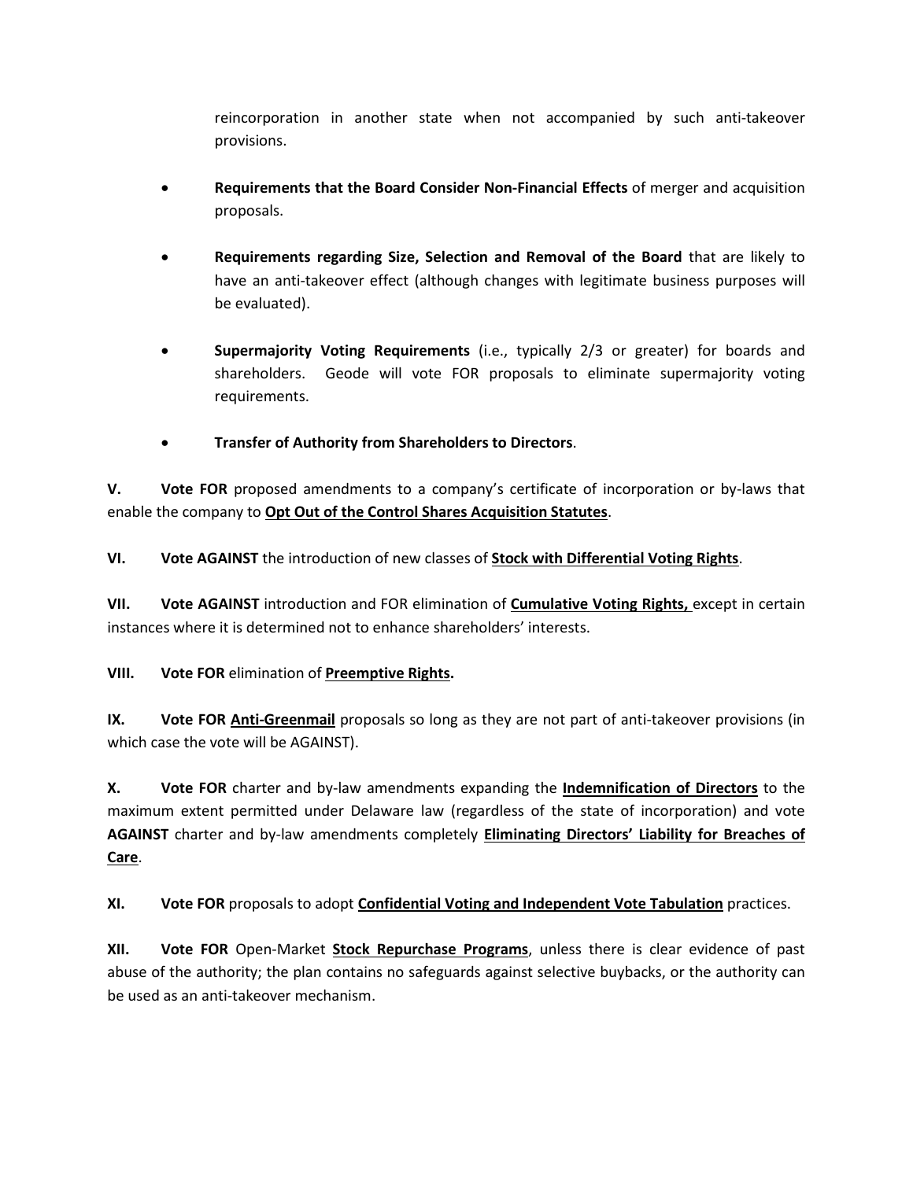reincorporation in another state when not accompanied by such anti-takeover provisions.

- **Requirements that the Board Consider Non-Financial Effects** of merger and acquisition proposals.

- **Requirements regarding Size, Selection and Removal of the Board** that are likely to have an anti-takeover effect (although changes with legitimate business purposes will be evaluated).

- **Supermajority Voting Requirements** (i.e., typically 2/3 or greater) for boards and shareholders. Geode will vote FOR proposals to eliminate supermajority voting requirements.

- **Transfer of Authority from Shareholders to Directors**.

**V.** **Vote FOR** proposed amendments to a company's certificate of incorporation or by-laws that enable the company to **Opt Out of the Control Shares Acquisition Statutes**.

**VI.** **Vote AGAINST** the introduction of new classes of **Stock with Differential Voting Rights**.

**VII.** **Vote AGAINST** introduction and FOR elimination of **Cumulative Voting Rights,** except in certain instances where it is determined not to enhance shareholders' interests.

**VIII.** **Vote FOR** elimination of **Preemptive Rights.**

**IX.** **Vote FOR** **Anti-Greenmail** proposals so long as they are not part of anti-takeover provisions (in which case the vote will be AGAINST).

**X.** **Vote FOR** charter and by-law amendments expanding the **Indemnification of Directors** to the maximum extent permitted under Delaware law (regardless of the state of incorporation) and vote **AGAINST** charter and by-law amendments completely **Eliminating Directors' Liability for Breaches of Care**.

**XI.** **Vote FOR** proposals to adopt **Confidential Voting and Independent Vote Tabulation** practices.

**XII.** **Vote FOR** Open-Market **Stock Repurchase Programs**, unless there is clear evidence of past abuse of the authority; the plan contains no safeguards against selective buybacks, or the authority can be used as an anti-takeover mechanism.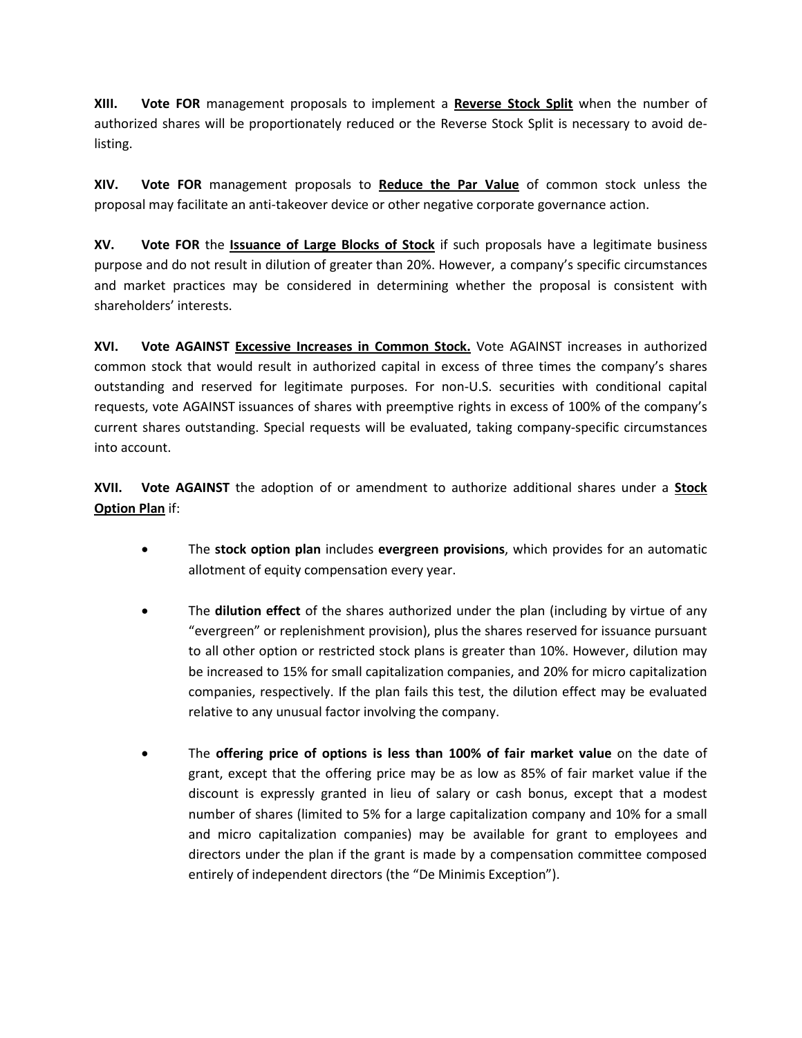**XIII. Vote FOR** management proposals to implement a **<u>Reverse Stock Split</u>** when the number of authorized shares will be proportionately reduced or the Reverse Stock Split is necessary to avoid de-listing.

**XIV. Vote FOR** management proposals to **<u>Reduce the Par Value</u>** of common stock unless the proposal may facilitate an anti-takeover device or other negative corporate governance action.

**XV. Vote FOR** the **<u>Issuance of Large Blocks of Stock</u>** if such proposals have a legitimate business purpose and do not result in dilution of greater than 20%. However, a company's specific circumstances and market practices may be considered in determining whether the proposal is consistent with shareholders' interests.

**XVI. Vote AGAINST <u>Excessive Increases in Common Stock.</u>** Vote AGAINST increases in authorized common stock that would result in authorized capital in excess of three times the company's shares outstanding and reserved for legitimate purposes. For non-U.S. securities with conditional capital requests, vote AGAINST issuances of shares with preemptive rights in excess of 100% of the company's current shares outstanding. Special requests will be evaluated, taking company-specific circumstances into account.

**XVII. Vote AGAINST** the adoption of or amendment to authorize additional shares under a **<u>Stock Option Plan</u>** if:

- The **stock option plan** includes **evergreen provisions**, which provides for an automatic allotment of equity compensation every year.

- The **dilution effect** of the shares authorized under the plan (including by virtue of any "evergreen" or replenishment provision), plus the shares reserved for issuance pursuant to all other option or restricted stock plans is greater than 10%. However, dilution may be increased to 15% for small capitalization companies, and 20% for micro capitalization companies, respectively. If the plan fails this test, the dilution effect may be evaluated relative to any unusual factor involving the company.

- The **offering price of options is less than 100% of fair market value** on the date of grant, except that the offering price may be as low as 85% of fair market value if the discount is expressly granted in lieu of salary or cash bonus, except that a modest number of shares (limited to 5% for a large capitalization company and 10% for a small and micro capitalization companies) may be available for grant to employees and directors under the plan if the grant is made by a compensation committee composed entirely of independent directors (the "De Minimis Exception").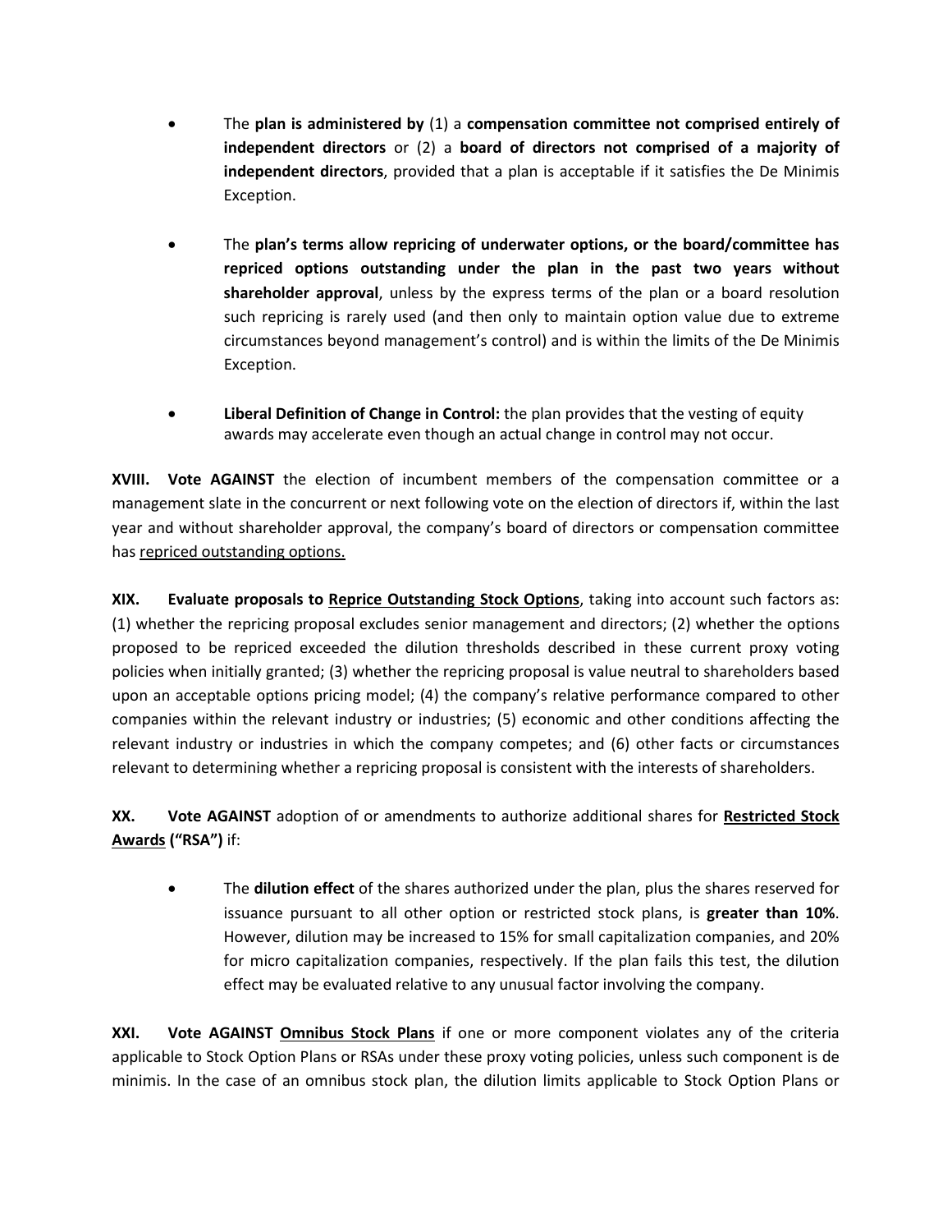- The **plan is administered by** (1) a **compensation committee not comprised entirely of independent directors** or (2) a **board of directors not comprised of a majority of independent directors**, provided that a plan is acceptable if it satisfies the De Minimis Exception.

- The **plan's terms allow repricing of underwater options, or the board/committee has repriced options outstanding under the plan in the past two years without shareholder approval**, unless by the express terms of the plan or a board resolution such repricing is rarely used (and then only to maintain option value due to extreme circumstances beyond management's control) and is within the limits of the De Minimis Exception.

- **Liberal Definition of Change in Control:** the plan provides that the vesting of equity awards may accelerate even though an actual change in control may not occur.

**XVIII. Vote AGAINST** the election of incumbent members of the compensation committee or a management slate in the concurrent or next following vote on the election of directors if, within the last year and without shareholder approval, the company's board of directors or compensation committee has <u>repriced outstanding options.</u>

**XIX. Evaluate proposals to <u>Reprice Outstanding Stock Options</u>**, taking into account such factors as: (1) whether the repricing proposal excludes senior management and directors; (2) whether the options proposed to be repriced exceeded the dilution thresholds described in these current proxy voting policies when initially granted; (3) whether the repricing proposal is value neutral to shareholders based upon an acceptable options pricing model; (4) the company's relative performance compared to other companies within the relevant industry or industries; (5) economic and other conditions affecting the relevant industry or industries in which the company competes; and (6) other facts or circumstances relevant to determining whether a repricing proposal is consistent with the interests of shareholders.

**XX. Vote AGAINST** adoption of or amendments to authorize additional shares for **<u>Restricted Stock Awards</u> ("RSA")** if:

- The **dilution effect** of the shares authorized under the plan, plus the shares reserved for issuance pursuant to all other option or restricted stock plans, is **greater than 10%**. However, dilution may be increased to 15% for small capitalization companies, and 20% for micro capitalization companies, respectively. If the plan fails this test, the dilution effect may be evaluated relative to any unusual factor involving the company.

**XXI. Vote AGAINST <u>Omnibus Stock Plans</u>** if one or more component violates any of the criteria applicable to Stock Option Plans or RSAs under these proxy voting policies, unless such component is de minimis. In the case of an omnibus stock plan, the dilution limits applicable to Stock Option Plans or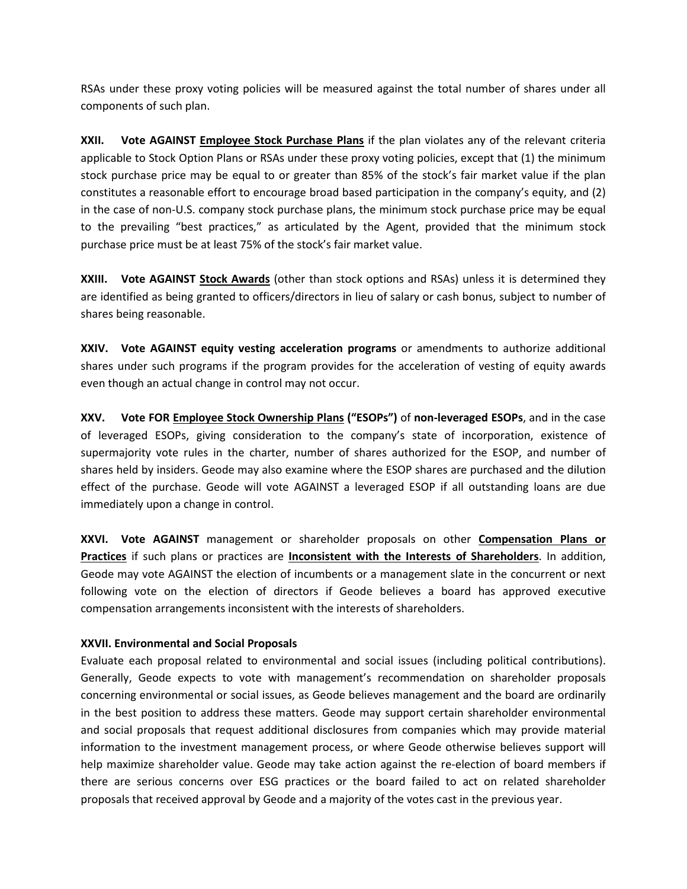RSAs under these proxy voting policies will be measured against the total number of shares under all components of such plan.

**XXII. Vote AGAINST <u>Employee Stock Purchase Plans</u>** if the plan violates any of the relevant criteria applicable to Stock Option Plans or RSAs under these proxy voting policies, except that (1) the minimum stock purchase price may be equal to or greater than 85% of the stock's fair market value if the plan constitutes a reasonable effort to encourage broad based participation in the company's equity, and (2) in the case of non-U.S. company stock purchase plans, the minimum stock purchase price may be equal to the prevailing "best practices," as articulated by the Agent, provided that the minimum stock purchase price must be at least 75% of the stock's fair market value.

**XXIII. Vote AGAINST <u>Stock Awards</u>** (other than stock options and RSAs) unless it is determined they are identified as being granted to officers/directors in lieu of salary or cash bonus, subject to number of shares being reasonable.

**XXIV. Vote AGAINST equity vesting acceleration programs** or amendments to authorize additional shares under such programs if the program provides for the acceleration of vesting of equity awards even though an actual change in control may not occur.

**XXV. Vote FOR <u>Employee Stock Ownership Plans</u> ("ESOPs")** of **non-leveraged ESOPs**, and in the case of leveraged ESOPs, giving consideration to the company's state of incorporation, existence of supermajority vote rules in the charter, number of shares authorized for the ESOP, and number of shares held by insiders. Geode may also examine where the ESOP shares are purchased and the dilution effect of the purchase. Geode will vote AGAINST a leveraged ESOP if all outstanding loans are due immediately upon a change in control.

**XXVI. Vote AGAINST** management or shareholder proposals on other **<u>Compensation Plans or Practices</u>** if such plans or practices are **<u>Inconsistent with the Interests of Shareholders</u>**. In addition, Geode may vote AGAINST the election of incumbents or a management slate in the concurrent or next following vote on the election of directors if Geode believes a board has approved executive compensation arrangements inconsistent with the interests of shareholders.

**XXVII. Environmental and Social Proposals**

Evaluate each proposal related to environmental and social issues (including political contributions). Generally, Geode expects to vote with management's recommendation on shareholder proposals concerning environmental or social issues, as Geode believes management and the board are ordinarily in the best position to address these matters. Geode may support certain shareholder environmental and social proposals that request additional disclosures from companies which may provide material information to the investment management process, or where Geode otherwise believes support will help maximize shareholder value. Geode may take action against the re-election of board members if there are serious concerns over ESG practices or the board failed to act on related shareholder proposals that received approval by Geode and a majority of the votes cast in the previous year.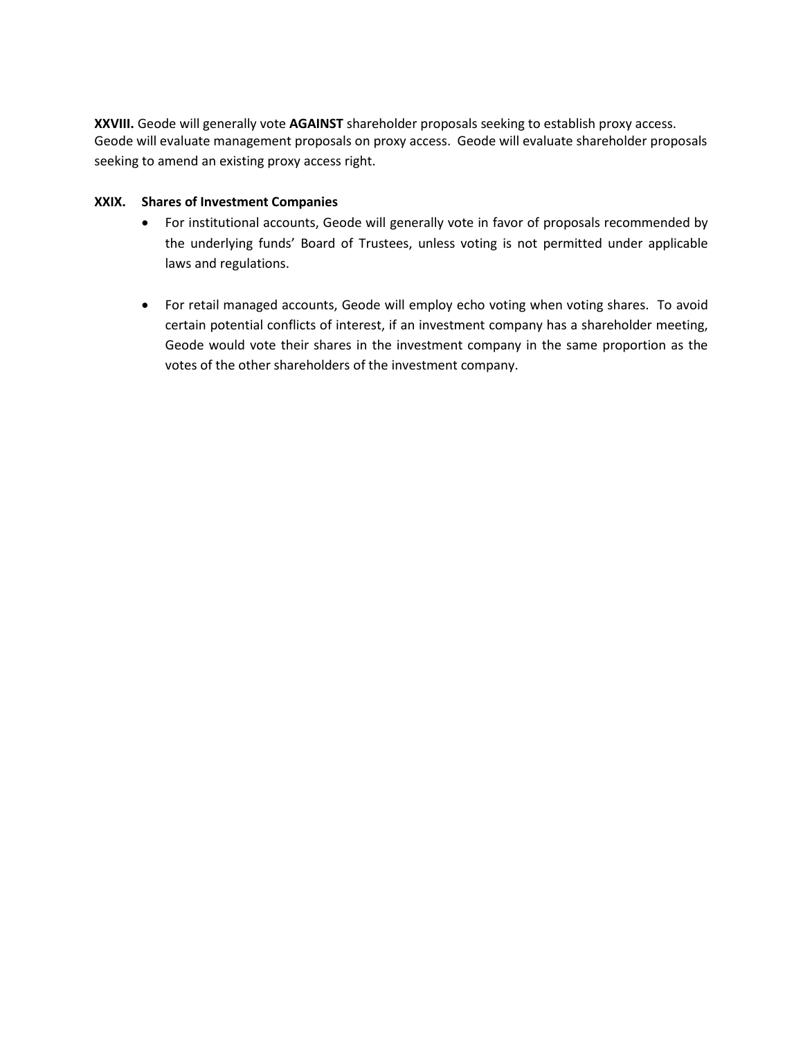**XXVIII.** Geode will generally vote **AGAINST** shareholder proposals seeking to establish proxy access. Geode will evaluate management proposals on proxy access. Geode will evaluate shareholder proposals seeking to amend an existing proxy access right.

**XXIX. Shares of Investment Companies**

- For institutional accounts, Geode will generally vote in favor of proposals recommended by the underlying funds' Board of Trustees, unless voting is not permitted under applicable laws and regulations.

- For retail managed accounts, Geode will employ echo voting when voting shares. To avoid certain potential conflicts of interest, if an investment company has a shareholder meeting, Geode would vote their shares in the investment company in the same proportion as the votes of the other shareholders of the investment company.